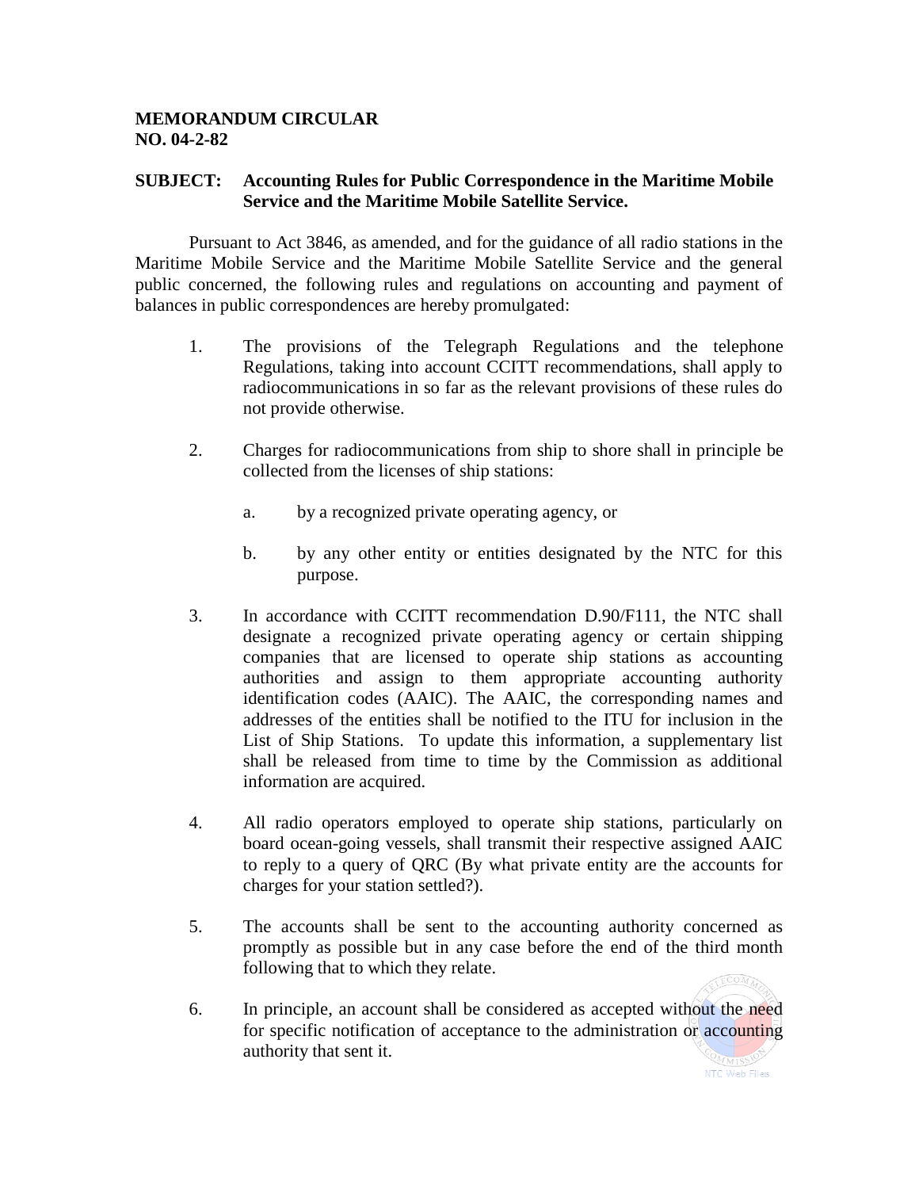**MEMORANDUM CIRCULAR**
**NO. 04-2-82**

**SUBJECT: Accounting Rules for Public Correspondence in the Maritime Mobile Service and the Maritime Mobile Satellite Service.**

Pursuant to Act 3846, as amended, and for the guidance of all radio stations in the Maritime Mobile Service and the Maritime Mobile Satellite Service and the general public concerned, the following rules and regulations on accounting and payment of balances in public correspondences are hereby promulgated:

1. The provisions of the Telegraph Regulations and the telephone Regulations, taking into account CCITT recommendations, shall apply to radiocommunications in so far as the relevant provisions of these rules do not provide otherwise.

2. Charges for radiocommunications from ship to shore shall in principle be collected from the licenses of ship stations:

   a. by a recognized private operating agency, or

   b. by any other entity or entities designated by the NTC for this purpose.

3. In accordance with CCITT recommendation D.90/F111, the NTC shall designate a recognized private operating agency or certain shipping companies that are licensed to operate ship stations as accounting authorities and assign to them appropriate accounting authority identification codes (AAIC). The AAIC, the corresponding names and addresses of the entities shall be notified to the ITU for inclusion in the List of Ship Stations. To update this information, a supplementary list shall be released from time to time by the Commission as additional information are acquired.

4. All radio operators employed to operate ship stations, particularly on board ocean-going vessels, shall transmit their respective assigned AAIC to reply to a query of QRC (By what private entity are the accounts for charges for your station settled?).

5. The accounts shall be sent to the accounting authority concerned as promptly as possible but in any case before the end of the third month following that to which they relate.

6. In principle, an account shall be considered as accepted without the need for specific notification of acceptance to the administration or accounting authority that sent it.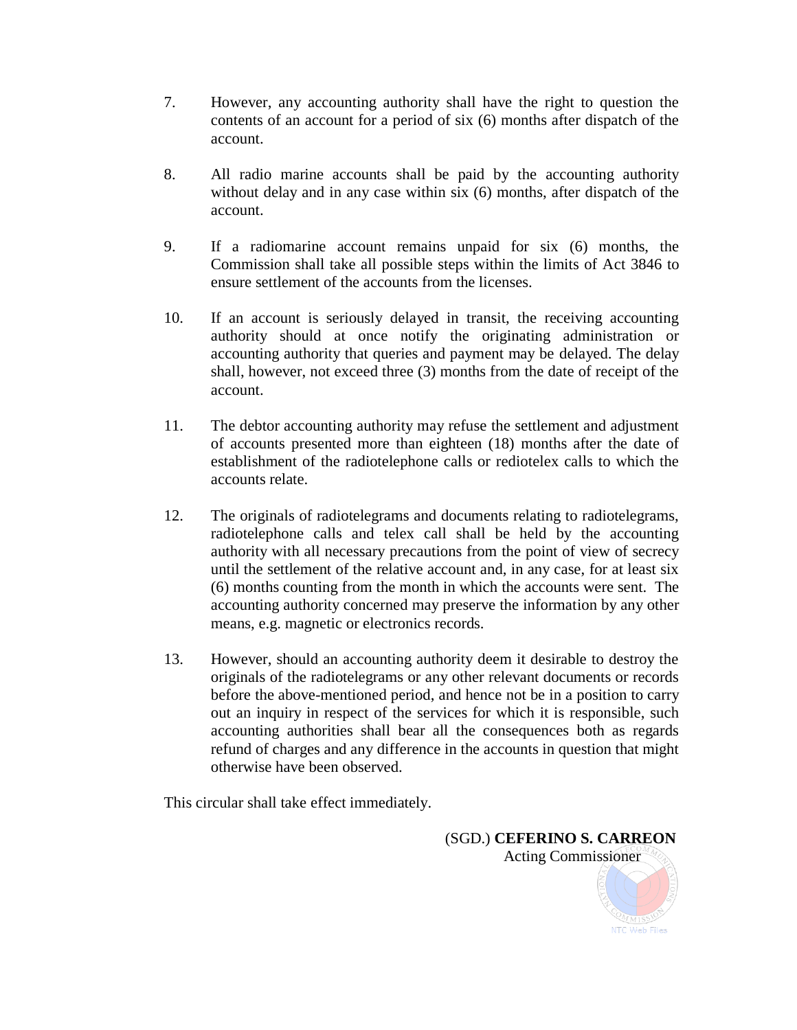7. However, any accounting authority shall have the right to question the contents of an account for a period of six (6) months after dispatch of the account.

8. All radio marine accounts shall be paid by the accounting authority without delay and in any case within six (6) months, after dispatch of the account.

9. If a radiomarine account remains unpaid for six (6) months, the Commission shall take all possible steps within the limits of Act 3846 to ensure settlement of the accounts from the licenses.

10. If an account is seriously delayed in transit, the receiving accounting authority should at once notify the originating administration or accounting authority that queries and payment may be delayed. The delay shall, however, not exceed three (3) months from the date of receipt of the account.

11. The debtor accounting authority may refuse the settlement and adjustment of accounts presented more than eighteen (18) months after the date of establishment of the radiotelephone calls or rediotelex calls to which the accounts relate.

12. The originals of radiotelegrams and documents relating to radiotelegrams, radiotelephone calls and telex call shall be held by the accounting authority with all necessary precautions from the point of view of secrecy until the settlement of the relative account and, in any case, for at least six (6) months counting from the month in which the accounts were sent. The accounting authority concerned may preserve the information by any other means, e.g. magnetic or electronics records.

13. However, should an accounting authority deem it desirable to destroy the originals of the radiotelegrams or any other relevant documents or records before the above-mentioned period, and hence not be in a position to carry out an inquiry in respect of the services for which it is responsible, such accounting authorities shall bear all the consequences both as regards refund of charges and any difference in the accounts in question that might otherwise have been observed.

This circular shall take effect immediately.

(SGD.) **CEFERINO S. CARREON**
Acting Commissioner